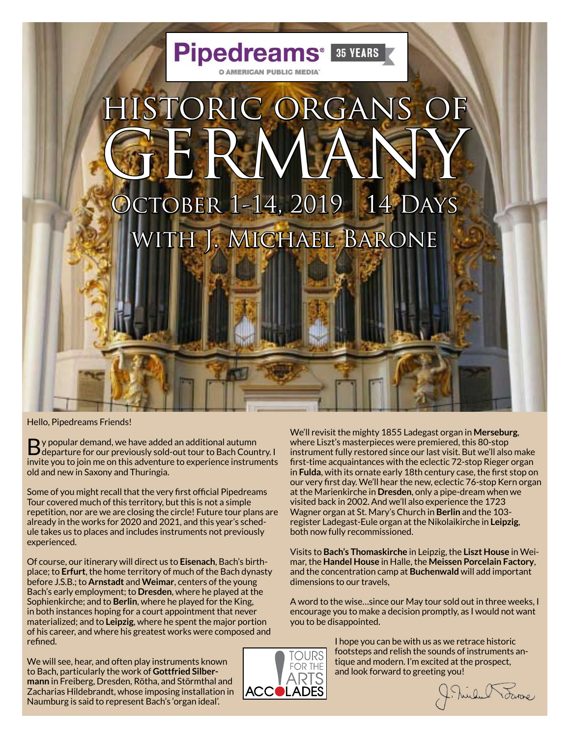Pipedreams® 35 YEARS

AMERICAN PUBLIC MEDIA

# HISTORIC ORGANS OF GERMANY

## October 1-14, 2019 14 Days

## with J. Michael Barone

Hello, Pipedreams Friends!

By popular demand, we have added an additional autumn departure for our previously sold-out tour to Bach Country. I invite you to join me on this adventure to experience instruments old and new in Saxony and Thuringia.

Some of you might recall that the very first official Pipedreams Tour covered much of this territory, but this is not a simple repetition, nor are we are closing the circle! Future tour plans are already in the works for 2020 and 2021, and this year's schedule takes us to places and includes instruments not previously experienced.

Of course, our itinerary will direct us to **Eisenach**, Bach's birthplace; to **Erfurt**, the home territory of much of the Bach dynasty before J.S.B.; to **Arnstadt** and **Weimar**, centers of the young Bach's early employment; to **Dresden**, where he played at the Sophienkirche; and to **Berlin**, where he played for the King, in both instances hoping for a court appointment that never materialized; and to **Leipzig**, where he spent the major portion of his career, and where his greatest works were composed and refined.

We will see, hear, and often play instruments known to Bach, particularly the work of **Gottfried Silbermann** in Freiberg, Dresden, Rötha, and Störmthal and Zacharias Hildebrandt, whose imposing installation in Naumburg is said to represent Bach's 'organ ideal'.

We'll revisit the mighty 1855 Ladegast organ in **Merseburg**, where Liszt's masterpieces were premiered, this 80-stop instrument fully restored since our last visit. But we'll also make first-time acquaintances with the eclectic 72-stop Rieger organ in **Fulda**, with its ornate early 18th century case, the first stop on our very first day. We'll hear the new, eclectic 76-stop Kern organ at the Marienkirche in **Dresden**, only a pipe-dream when we visited back in 2002. And we'll also experience the 1723 Wagner organ at St. Mary's Church in **Berlin** and the 103-register Ladegast-Eule organ at the Nikolaikirche in **Leipzig**, both now fully recommissioned.

Visits to **Bach's Thomaskirche** in Leipzig, the **Liszt House** in Weimar, the **Handel House** in Halle, the **Meissen Porcelain Factory**, and the concentration camp at **Buchenwald** will add important dimensions to our travels,

A word to the wise…since our May tour sold out in three weeks, I encourage you to make a decision promptly, as I would not want you to be disappointed.

I hope you can be with us as we retrace historic footsteps and relish the sounds of instruments antique and modern. I'm excited at the prospect, and look forward to greeting you!

J. Michael Barone

TOURS FOR THE ARTS ACCOLADES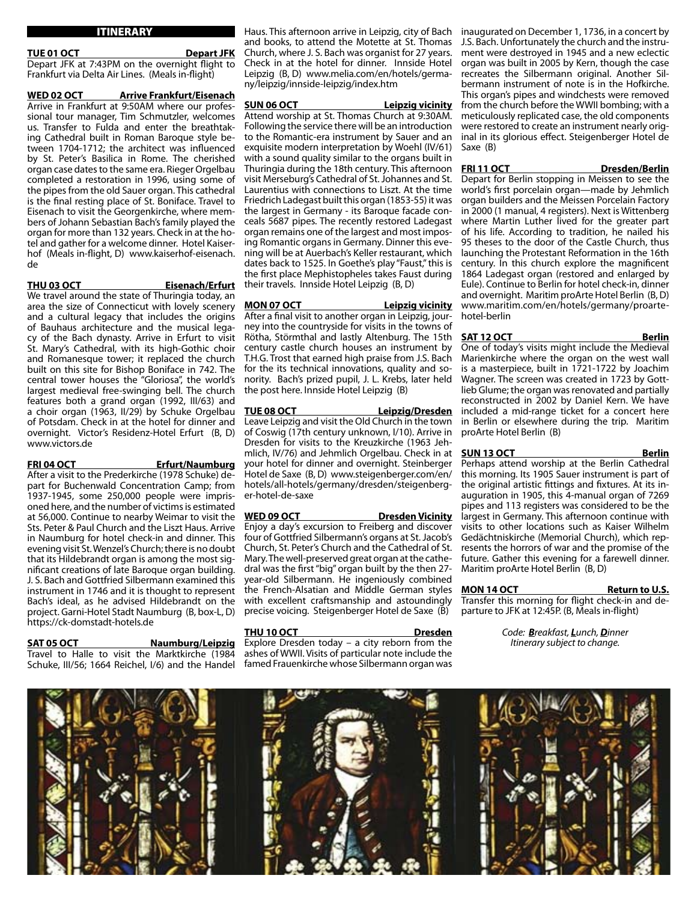## ITINERARY

**TUE 01 OCT — Depart JFK**

Depart JFK at 7:43PM on the overnight flight to Frankfurt via Delta Air Lines. (Meals in-flight)

**WED 02 OCT — Arrive Frankfurt/Eisenach**

Arrive in Frankfurt at 9:50AM where our professional tour manager, Tim Schmutzler, welcomes us. Transfer to Fulda and enter the breathtaking Cathedral built in Roman Baroque style between 1704-1712; the architect was influenced by St. Peter's Basilica in Rome. The cherished organ case dates to the same era. Rieger Orgelbau completed a restoration in 1996, using some of the pipes from the old Sauer organ. This cathedral is the final resting place of St. Boniface. Travel to Eisenach to visit the Georgenkirche, where members of Johann Sebastian Bach's family played the organ for more than 132 years. Check in at the hotel and gather for a welcome dinner. Hotel Kaiserhof (Meals in-flight, D) www.kaiserhof-eisenach.de

**THU 03 OCT — Eisenach/Erfurt**

We travel around the state of Thuringia today, an area the size of Connecticut with lovely scenery and a cultural legacy that includes the origins of Bauhaus architecture and the musical legacy of the Bach dynasty. Arrive in Erfurt to visit St. Mary's Cathedral, with its high-Gothic choir and Romanesque tower; it replaced the church built on this site for Bishop Boniface in 742. The central tower houses the "Gloriosa", the world's largest medieval free-swinging bell. The church features both a grand organ (1992, III/63) and a choir organ (1963, II/29) by Schuke Orgelbau of Potsdam. Check in at the hotel for dinner and overnight. Victor's Residenz-Hotel Erfurt (B, D) www.victors.de

**FRI 04 OCT — Erfurt/Naumburg**

After a visit to the Prederkirche (1978 Schuke) depart for Buchenwald Concentration Camp; from 1937-1945, some 250,000 people were imprisoned here, and the number of victims is estimated at 56,000. Continue to nearby Weimar to visit the Sts. Peter & Paul Church and the Liszt Haus. Arrive in Naumburg for hotel check-in and dinner. This evening visit St. Wenzel's Church; there is no doubt that its Hildebrandt organ is among the most significant creations of late Baroque organ building. J. S. Bach and Gottfried Silbermann examined this instrument in 1746 and it is thought to represent Bach's ideal, as he advised Hildebrandt on the project. Garni-Hotel Stadt Naumburg (B, box-L, D) https://ck-domstadt-hotels.de

**SAT 05 OCT — Naumburg/Leipzig**

Travel to Halle to visit the Marktkirche (1984 Schuke, III/56; 1664 Reichel, I/6) and the Handel Haus. This afternoon arrive in Leipzig, city of Bach and books, to attend the Motette at St. Thomas Church, where J. S. Bach was organist for 27 years. Check in at the hotel for dinner. Innside Hotel Leipzig (B, D) www.melia.com/en/hotels/germany/leipzig/innside-leipzig/index.htm

**SUN 06 OCT — Leipzig vicinity**

Attend worship at St. Thomas Church at 9:30AM. Following the service there will be an introduction to the Romantic-era instrument by Sauer and an exquisite modern interpretation by Woehl (IV/61) with a sound quality similar to the organs built in Thuringia during the 18th century. This afternoon visit Merseburg's Cathedral of St. Johannes and St. Laurentius with connections to Liszt. At the time Friedrich Ladegast built this organ (1853-55) it was the largest in Germany - its Baroque facade conceals 5687 pipes. The recently restored Ladegast organ remains one of the largest and most imposing Romantic organs in Germany. Dinner this evening will be at Auerbach's Keller restaurant, which dates back to 1525. In Goethe's play "Faust," this is the first place Mephistopheles takes Faust during their travels. Innside Hotel Leipzig (B, D)

**MON 07 OCT — Leipzig vicinity**

After a final visit to another organ in Leipzig, journey into the countryside for visits in the towns of Rötha, Störmthal and lastly Altenburg. The 15th century castle church houses an instrument by T.H.G. Trost that earned high praise from J.S. Bach for the its technical innovations, quality and sonority. Bach's prized pupil, J. L. Krebs, later held the post here. Innside Hotel Leipzig (B)

**TUE 08 OCT — Leipzig/Dresden**

Leave Leipzig and visit the Old Church in the town of Coswig (17th century unknown, I/10). Arrive in Dresden for visits to the Kreuzkirche (1963 Jehmlich, IV/76) and Jehmlich Orgelbau. Check in at your hotel for dinner and overnight. Steinberger Hotel de Saxe (B, D) www.steigenberger.com/en/hotels/all-hotels/germany/dresden/steigenberger-hotel-de-saxe

**WED 09 OCT — Dresden Vicinity**

Enjoy a day's excursion to Freiberg and discover four of Gottfried Silbermann's organs at St. Jacob's Church, St. Peter's Church and the Cathedral of St. Mary. The well-preserved great organ at the cathedral was the first "big" organ built by the then 27-year-old Silbermann. He ingeniously combined the French-Alsatian and Middle German styles with excellent craftsmanship and astoundingly precise voicing. Steigenberger Hotel de Saxe (B)

**THU 10 OCT — Dresden**

Explore Dresden today – a city reborn from the ashes of WWII. Visits of particular note include the famed Frauenkirche whose Silbermann organ was inaugurated on December 1, 1736, in a concert by J.S. Bach. Unfortunately the church and the instrument were destroyed in 1945 and a new eclectic organ was built in 2005 by Kern, though the case recreates the Silbermann original. Another Silbermann instrument of note is in the Hofkirche. This organ's pipes and windchests were removed from the church before the WWII bombing; with a meticulously replicated case, the old components were restored to create an instrument nearly original in its glorious effect. Steigenberger Hotel de Saxe (B)

**FRI 11 OCT — Dresden/Berlin**

Depart for Berlin stopping in Meissen to see the world's first porcelain organ—made by Jehmlich organ builders and the Meissen Porcelain Factory in 2000 (1 manual, 4 registers). Next is Wittenberg where Martin Luther lived for the greater part of his life. According to tradition, he nailed his 95 theses to the door of the Castle Church, thus launching the Protestant Reformation in the 16th century. In this church explore the magnificent 1864 Ladegast organ (restored and enlarged by Eule). Continue to Berlin for hotel check-in, dinner and overnight. Maritim proArte Hotel Berlin (B, D) www.maritim.com/en/hotels/germany/proarte-hotel-berlin

**SAT 12 OCT — Berlin**

One of today's visits might include the Medieval Marienkirche where the organ on the west wall is a masterpiece, built in 1721-1722 by Joachim Wagner. The screen was created in 1723 by Gottlieb Glume; the organ was renovated and partially reconstructed in 2002 by Daniel Kern. We have included a mid-range ticket for a concert here in Berlin or elsewhere during the trip. Maritim proArte Hotel Berlin (B)

**SUN 13 OCT — Berlin**

Perhaps attend worship at the Berlin Cathedral this morning. Its 1905 Sauer instrument is part of the original artistic fittings and fixtures. At its inauguration in 1905, this 4-manual organ of 7269 pipes and 113 registers was considered to be the largest in Germany. This afternoon continue with visits to other locations such as Kaiser Wilhelm Gedächtniskirche (Memorial Church), which represents the horrors of war and the promise of the future. Gather this evening for a farewell dinner. Maritim proArte Hotel Berlin (B, D)

**MON 14 OCT — Return to U.S.**

Transfer this morning for flight check-in and departure to JFK at 12:45P. (B, Meals in-flight)

*Code: **B**reakfast, **L**unch, **D**inner*
*Itinerary subject to change.*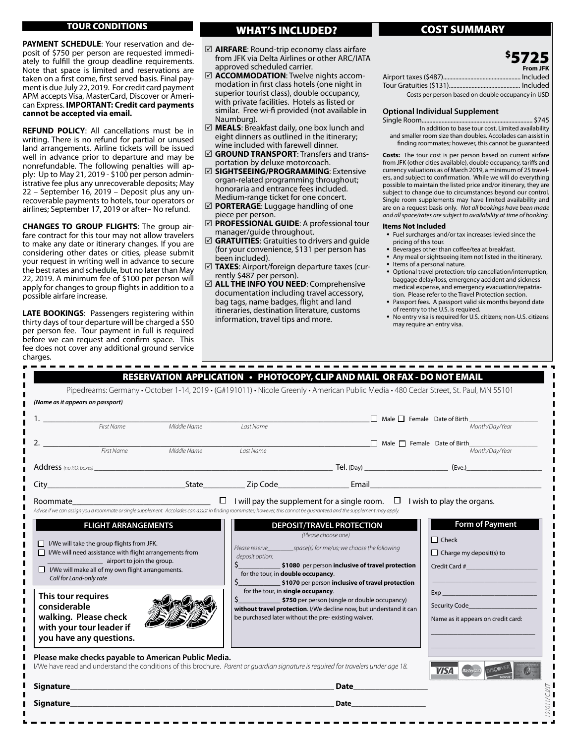## TOUR CONDITIONS

**PAYMENT SCHEDULE**: Your reservation and deposit of $750 per person are requested immediately to fulfill the group deadline requirements. Note that space is limited and reservations are taken on a first come, first served basis. Final payment is due July 22, 2019. For credit card payment APM accepts Visa, MasterCard, Discover or American Express. **IMPORTANT: Credit card payments cannot be accepted via email.**

**REFUND POLICY**: All cancellations must be in writing. There is no refund for partial or unused land arrangements. Airline tickets will be issued well in advance prior to departure and may be nonrefundable. The following penalties will apply: Up to May 21, 2019 - $100 per person administrative fee plus any unrecoverable deposits; May 22 – September 16, 2019 – Deposit plus any unrecoverable payments to hotels, tour operators or airlines; September 17, 2019 or after– No refund.

**CHANGES TO GROUP FLIGHTS**: The group airfare contract for this tour may not allow travelers to make any date or itinerary changes. If you are considering other dates or cities, please submit your request in writing well in advance to secure the best rates and schedule, but no later than May 22, 2019. A minimum fee of $100 per person will apply for changes to group flights in addition to a possible airfare increase.

**LATE BOOKINGS**: Passengers registering within thirty days of tour departure will be charged a $50 per person fee. Tour payment in full is required before we can request and confirm space. This fee does not cover any additional ground service charges.

## WHAT'S INCLUDED?

- ☑ **AIRFARE**: Round-trip economy class airfare from JFK via Delta Airlines or other ARC/IATA approved scheduled carrier.
- ☑ **ACCOMMODATION**: Twelve nights accommodation in first class hotels (one night in superior tourist class), double occupancy, with private facilities. Hotels as listed or similar. Free wi-fi provided (not available in Naumburg).
- ☑ **MEALS**: Breakfast daily, one box lunch and eight dinners as outlined in the itinerary; wine included with farewell dinner.
- ☑ **GROUND TRANSPORT**: Transfers and transportation by deluxe motorcoach.
- ☑ **SIGHTSEEING/PROGRAMMING**: Extensive organ-related programming throughout; honoraria and entrance fees included. Medium-range ticket for one concert.
- ☑ **PORTERAGE**: Luggage handling of one piece per person.
- ☑ **PROFESSIONAL GUIDE**: A professional tour manager/guide throughout.
- ☑ **GRATUITIES**: Gratuities to drivers and guide (for your convenience, $131 per person has been included).
- ☑ **TAXES**: Airport/foreign departure taxes (currently $487 per person).
- ☑ **ALL THE INFO YOU NEED**: Comprehensive documentation including travel accessory, bag tags, name badges, flight and land itineraries, destination literature, customs information, travel tips and more.

## COST SUMMARY

**$5725**
**From JFK**

Airport taxes ($487)........ Included
Tour Gratuities ($131)........ Included
Costs per person based on double occupancy in USD

### Optional Individual Supplement

Single Room........ $745
In addition to base tour cost. Limited availability and smaller room size than doubles. Accolades can assist in finding roommates; however, this cannot be guaranteed

**Costs:** The tour cost is per person based on current airfare from JFK (other cities available), double occupancy, tariffs and currency valuations as of March 2019, a minimum of 25 travelers, and subject to confirmation. While we will do everything possible to maintain the listed price and/or itinerary, they are subject to change due to circumstances beyond our control. Single room supplements may have limited availability and are on a request basis only. *Not all bookings have been made and all space/rates are subject to availability at time of booking.*

### Items Not Included

- Fuel surcharges and/or tax increases levied since the pricing of this tour.
- Beverages other than coffee/tea at breakfast.
- Any meal or sightseeing item not listed in the itinerary.
- Items of a personal nature.
- Optional travel protection: trip cancellation/interruption, baggage delay/loss, emergency accident and sickness medical expense, and emergency evacuation/repatriation. Please refer to the Travel Protection section.
- Passport fees. A passport valid six months beyond date of reentry to the U.S. is required.
- No entry visa is required for U.S. citizens; non-U.S. citizens may require an entry visa.

## RESERVATION APPLICATION • PHOTOCOPY, CLIP AND MAIL OR FAX - DO NOT EMAIL

Pipedreams: Germany • October 1-14, 2019 • (G#191011) • Nicole Greenly • American Public Media • 480 Cedar Street, St. Paul, MN 55101

*(Name as it appears on passport)*

1. ______________________________ ☐ Male ☐ Female Date of Birth ____________
   *First Name* *MIddle Name* *Last Name* *Month/Day/Year*

2. ______________________________ ☐ Male ☐ Female Date of Birth ____________
   *First Name* *MIddle Name* *Last Name* *Month/Day/Year*

Address *(no P.O. boxes)* ______________________ Tel. (Day) ____________ (Eve.) ____________

City ____________ State ________ Zip Code ____________ Email ____________________

Roommate ____________________ ☐ I will pay the supplement for a single room. ☐ I wish to play the organs.

*Advise if we can assign you a roommate or single supplement. Accolades can assist in finding roommates; however, this cannot be guaranteed and the supplement may apply.*

### FLIGHT ARRANGEMENTS

- ☐ I/We will take the group flights from JFK.
- ☐ I/We will need assistance with flight arrangements from ____________ airport to join the group.
- ☐ I/We will make all of my own flight arrangements. *Call for Land-only rate*

**This tour requires considerable walking. Please check with your tour leader if you have any questions.**

### DEPOSIT/TRAVEL PROTECTION

*(Please choose one)*

*Please reserve________space(s) for me/us; we choose the following deposit option:*

$__________ **$1080** per person **inclusive of travel protection** for the tour, in **double occupancy**.

$__________ **$1070** per person **inclusive of travel protection** for the tour, in **single occupancy**.

$__________ **$750** per person (single or double occupancy) **without travel protection**. I/We decline now, but understand it can be purchased later without the pre- existing waiver.

### Form of Payment

☐ Check

☐ Charge my deposit(s) to

Credit Card # ____________________

Exp ____________________

Security Code ____________________

Name as it appears on credit card:

____________________

**Please make checks payable to American Public Media.**

I/We have read and understand the conditions of this brochure. *Parent or guardian signature is required for travelers under age 18.*

**Signature**____________________________ **Date**____________

**Signature**____________________________ **Date**____________

*191011/CJ/JT*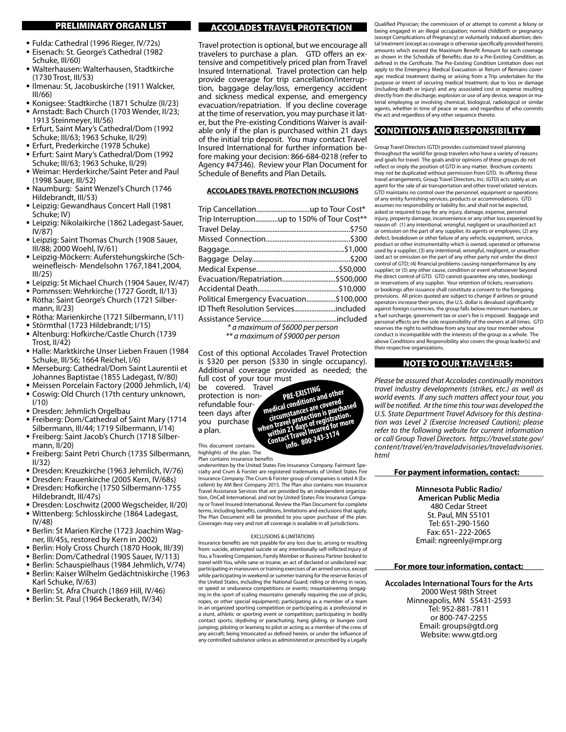## PRELIMINARY ORGAN LIST

- Fulda: Cathedral (1996 Rieger, IV/72s)
- Eisenach: St. George's Cathedral (1982 Schuke, III/60)
- Walterhausen: Walterhausen, Stadtkirche (1730 Trost, III/53)
- Ilmenau: St, Jacobuskirche (1911 Walcker, III/66)
- Konigsee: Stadtkirche (1871 Schulze (II/23)
- Arnstadt: Bach Church (1703 Wender, II/23; 1913 Steinmeyer, III/56)
- Erfurt, Saint Mary's Cathedral/Dom (1992 Schuke; III/63; 1963 Schuke, II/29)
- Erfurt, Prederkirche (1978 Schuke)
- Erfurt: Saint Mary's Cathedral/Dom (1992 Schuke; III/63; 1963 Schuke, II/29)
- Weimar: Herderkirche/Saint Peter and Paul (1998 Sauer, III/52)
- Naumburg: Saint Wenzel's Church (1746 Hildebrandt, III/53)
- Leipzig: Gewandhaus Concert Hall (1981 Schuke; IV)
- Leipzig: Nikolaikirche (1862 Ladegast-Sauer, IV/87)
- Leipzig: Saint Thomas Church (1908 Sauer, III/88; 2000 Woehl, IV/61)
- Leipzig-Möckern: Auferstehungskirche (Schweinefleisch- Mendelsohn 1767,1841,2004, III/25)
- Leipzig: St Michael Church (1904 Sauer, IV/47)
- Pommssen: Wehrkirche (1727 Gordt, II/13)
- Rötha: Saint George's Church (1721 Silbermann, II/23)
- Rötha: Marienkirche (1721 Silbermann, I/11)
- Störmthal (1723 Hildebrandt; I/15)
- Altenburg: Hofkirche/Castle Church (1739 Trost, II/42)
- Halle: Marktkirche Unser Lieben Frauen (1984 Schuke, III/56; 1664 Reichel, I/6)
- Merseburg: Cathedral/Dom Saint Laurentii et Johannes Baptistae (1855 Ladegast, IV/80)
- Meissen Porcelain Factory (2000 Jehmlich, I/4)
- Coswig: Old Church (17th century unknown, I/10)
- Dresden: Jehmlich Orgelbau
- Freiberg: Dom/Cathedral of Saint Mary (1714 Silbermann, III/44; 1719 Silbermann, I/14)
- Freiberg: Saint Jacob's Church (1718 Silbermann, II/20)
- Freiberg: Saint Petri Church (1735 Silbermann, II/32)
- Dresden: Kreuzkirche (1963 Jehmlich, IV/76)
- Dresden: Frauenkirche (2005 Kern, IV/68s)
- Dresden: Hofkirche (1750 Silbermann-1755 Hildebrandt, III/47s)
- Dresden: Loschwitz (2000 Wegscheider, II/20)
- Wittenberg: Schlosskirche (1864 Ladegast, IV/48)
- Berlin: St Marien Kirche (1723 Joachim Wagner, III/45s, restored by Kern in 2002)
- Berlin: Holy Cross Church (1870 Hook, III/39)
- Berlin: Dom/Cathedral (1905 Sauer, IV/113)
- Berlin: Schauspielhaus (1984 Jehmlich, V/74)
- Berlin: Kaiser Wilhelm Gedächtniskirche (1963 Karl Schuke, IV/63)
- Berlin: St. Afra Church (1869 Hill, IV/46)
- Berlin: St. Paul (1964 Beckerath, IV/34)

## ACCOLADES TRAVEL PROTECTION

Travel protection is optional, but we encourage all travelers to purchase a plan. GTD offers an extensive and competitively priced plan from Travel Insured International. Travel protection can help provide coverage for trip cancellation/interruption, baggage delay/loss, emergency accident and sickness medical expense, and emergency evacuation/repatriation. If you decline coverage at the time of reservation, you may purchase it later, but the Pre-existing Conditions Waiver is available only if the plan is purchased within 21 days of the initial trip deposit. You may contact Travel Insured International for further information before making your decision: 866-684-0218 (refer to Agency #47346). Review your Plan Document for Schedule of Benefits and Plan Details.

### ACCOLADES TRAVEL PROTECTION INCLUSIONS

| | |
|---|---|
| Trip Cancellation | up to Tour Cost* |
| Trip Interruption | up to 150% of Tour Cost** |
| Travel Delay | $750 |
| Missed Connection | $300 |
| Baggage | $1,000 |
| Baggage Delay | $200 |
| Medical Expense | $50,000 |
| Evacuation/Repatriation | $500,000 |
| Accidental Death | $10,000 |
| Political Emergency Evacuation | $100,000 |
| ID Theft Resolution Services | included |
| Assistance Service | included |

*\* a maximum of $6000 per person*
*\*\* a maximum of $9000 per person*

Cost of this optional Accolades Travel Protection is $320 per person ($330 in single occupancy). Additional coverage provided as needed; the full cost of your tour must be covered. Travel protection is non-refundable fourteen days after you purchase a plan.

**PRE-EXISTING medical conditions and other circumstances are covered when travel protection is purchased within 21 days of registration. Contact Travel Insured for more info. 800-243-3174**

This document contains highlights of the plan. The Plan contains insurance benefits underwritten by the United States Fire Insurance Company. Fairmont Specialty and Crum & Forster are registered trademarks of United States Fire Insurance Company. The Crum & Forster group of companies is rated A (Excellent) by AM Best Company 2015. The Plan also contains non insurance Travel Assistance Services that are provided by an independent organization, OnCall International, and not by United States Fire Insurance Company or Travel Insured International. Review the Plan Document for complete terms, including benefits, conditions, limitations and exclusions that apply. The Plan Document will be provided to you upon purchase of the plan. Coverages may vary and not all coverage is available in all jurisdictions.

EXCLUSIONS & LIMITATIONS

Insurance benefits are not payable for any loss due to, arising or resulting from: suicide, attempted suicide or any intentionally self-inflicted injury of You, a Traveling Companion, Family Member or Business Partner booked to travel with You, while sane or insane; an act of declared or undeclared war; participating in maneuvers or training exercises of an armed service, except while participating in weekend or summer training for the reserve forces of the United States, including the National Guard; riding or driving in races, or speed or endurance competitions or events; mountaineering (engaging in the sport of scaling mountains generally requiring the use of picks, ropes, or other special equipment); participating as a member of a team in an organized sporting competition or participating as a professional in a stunt, athletic or sporting event or competition; participating in bodily contact sports, skydiving or parachuting, hang gliding, or bungee cord jumping; piloting or learning to pilot or acting as a member of the crew of any aircraft; being Intoxicated as defined herein, or under the influence of any controlled substance unless as administered or prescribed by a Legally Qualified Physician; the commission of or attempt to commit a felony or being engaged in an illegal occupation; normal childbirth or pregnancy (except Complications of Pregnancy) or voluntarily induced abortion; dental treatment (except as coverage is otherwise specifically provided herein); amounts which exceed the Maximum Benefit Amount for each coverage as shown in the Schedule of Benefits; due to a Pre-Existing Condition, as defined in the Certificate. The Pre-Existing Condition Limitation does not apply to the Emergency Medical Evacuation or Return of Remains coverage; medical treatment during or arising from a Trip undertaken for the purpose or intent of securing medical treatment; due to loss or damage (including death or injury) and any associated cost or expense resulting directly from the discharge, explosion or use of any device, weapon or material employing or involving chemical, biological, radiological or similar agents, whether in time of peace or war, and regardless of who commits the act and regardless of any other sequence thereto.

## CONDITIONS AND RESPONSIBILITY

Group Travel Directors (GTD) provides customized travel planning throughout the world for group travelers who have a variety of reasons and goals for travel. The goals and/or opinions of these groups do not reflect or imply the position of GTD in any matter. Brochure contents may not be duplicated without permission from GTD. In offering these travel arrangements, Group Travel Directors, Inc. (GTD) acts solely as an agent for the sale of air transportation and other travel related services. GTD maintains no control over the personnel, equipment or operations of any entity furnishing services, products or accommodations. GTD assumes no responsibility or liability for, and shall not be expected, asked or required to pay for any injury, damage, expense, personal injury, property damage, inconvenience or any other loss experienced by reason of: (1) any intentional, wrongful, negligent or unauthorized act or omission on the part of any supplier, its agents or employees; (2) any defect, breakdown or other failure of any vehicle, equipment, service, product or other instrumentality which is owned, operated or otherwise used by a supplier; (3) any intentional, wrongful, negligent, or unauthorized act or omission on the part of any other party not under the direct control of GTD; (4) financial problems causing nonperformance by any supplier; or (5) any other cause, condition or event whatsoever beyond the direct control of GTD. GTD cannot guarantee any rates, bookings or reservations of any supplier. Your retention of tickets, reservations or bookings after issuance shall constitute a consent to the foregoing provisions. All prices quoted are subject to change if airlines or ground operators increase their prices, the U.S. dollar is devalued significantly against foreign currencies, the group falls below minimum numbers, or a fuel surcharge, government tax or user's fee is imposed. Baggage and personal effects are the sole responsibility of the owners at all times. GTD reserves the right to withdraw from any tour any tour member whose conduct is incompatible with the interests of the group as a whole. The above Conditions and Responsibility also covers the group leader(s) and their respective organizations.

## NOTE TO OUR TRAVELERS:

*Please be assured that Accolades continually monitors travel industry developments (strikes, etc.) as well as world events. If any such matters affect your tour, you will be notified. At the time this tour was developed the U.S. State Department Travel Advisory for this destination was Level 2 (Exercise Increased Caution); please refer to the following website for current information or call Group Travel Directors. https://travel.state.gov/content/travel/en/traveladvisories/traveladvisories.html*

**For payment information, contact:**

**Minnesota Public Radio/
American Public Media**
480 Cedar Street
St. Paul, MN 55101
Tel: 651-290-1560
Fax: 651- 222-2065
Email: ngreenly@mpr.org

**For more tour information, contact:**

**Accolades International Tours for the Arts**
2000 West 98th Street
Minneapolis, MN 55431-2593
Tel: 952-881-7811
or 800-747-2255
Email: groups@gtd.org
Website: www.gtd.org